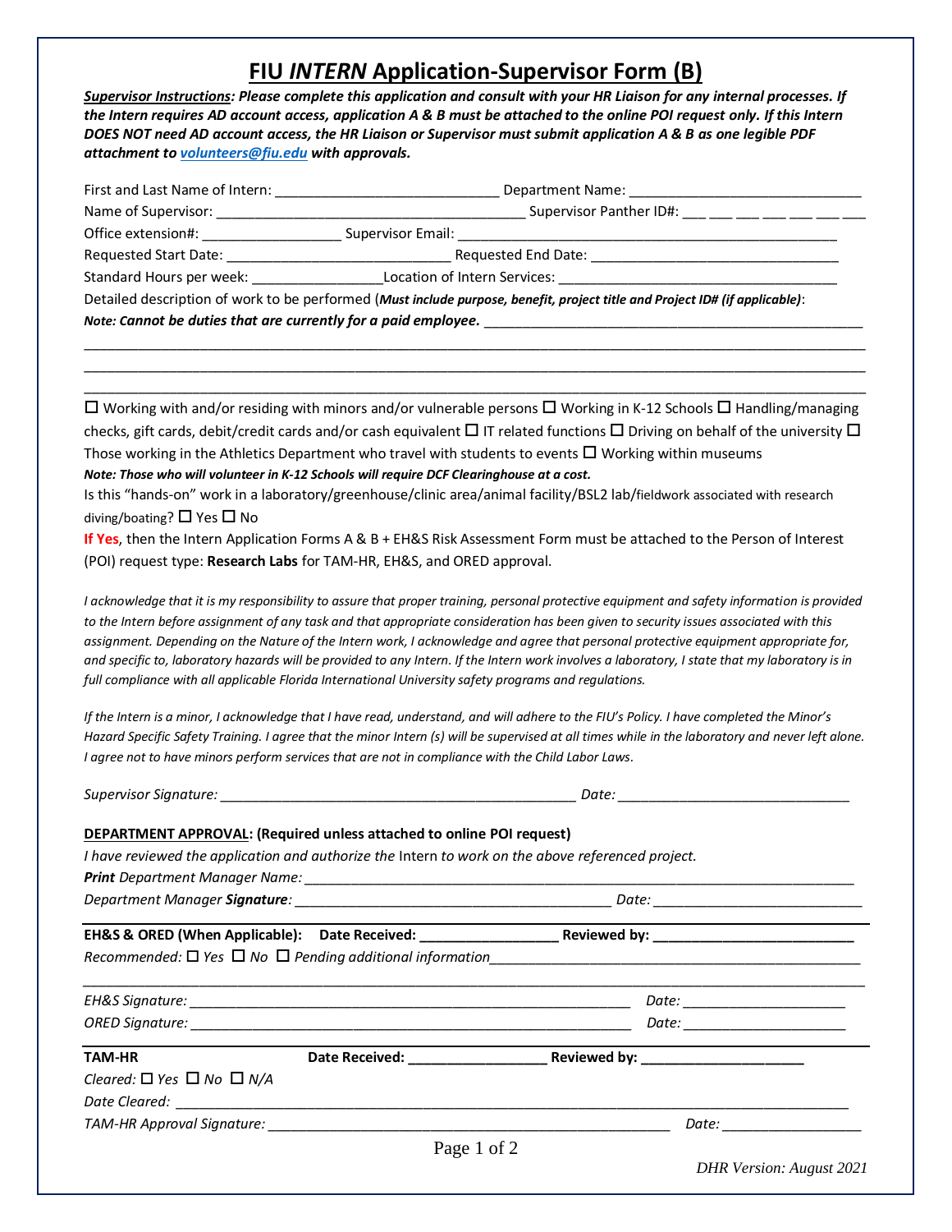# FIU *INTERN* Application-Supervisor Form (B)

***Supervisor Instructions*: Please complete this application and consult with your HR Liaison for any internal processes. If the Intern requires AD account access, application A & B must be attached to the online POI request only. If this Intern DOES NOT need AD account access, the HR Liaison or Supervisor must submit application A & B as one legible PDF attachment to *volunteers@fiu.edu* with approvals.**

First and Last Name of Intern: ______________________________ Department Name: ______________________________

Name of Supervisor: ________________________________________ Supervisor Panther ID#: ___ ___ ___ ___ ___ ___ ___

Office extension#: __________________ Supervisor Email: ______________________________________________

Requested Start Date: ______________________________ Requested End Date: _________________________________

Standard Hours per week: _________________Location of Intern Services: ____________________________________

Detailed description of work to be performed (***Must include purpose, benefit, project title and Project ID# (if applicable)***:

***Note: Cannot be duties that are currently for a paid employee.*** ___________________________________________________

______________________________________________________________________________________________________

______________________________________________________________________________________________________

______________________________________________________________________________________________________

☐ Working with and/or residing with minors and/or vulnerable persons ☐ Working in K-12 Schools ☐ Handling/managing checks, gift cards, debit/credit cards and/or cash equivalent ☐ IT related functions ☐ Driving on behalf of the university ☐ Those working in the Athletics Department who travel with students to events ☐ Working within museums

***Note: Those who will volunteer in K-12 Schools will require DCF Clearinghouse at a cost.***

Is this "hands-on" work in a laboratory/greenhouse/clinic area/animal facility/BSL2 lab/fieldwork associated with research diving/boating? ☐ Yes ☐ No

**If Yes**, then the Intern Application Forms A & B + EH&S Risk Assessment Form must be attached to the Person of Interest (POI) request type: **Research Labs** for TAM-HR, EH&S, and ORED approval.

*I acknowledge that it is my responsibility to assure that proper training, personal protective equipment and safety information is provided to the Intern before assignment of any task and that appropriate consideration has been given to security issues associated with this assignment. Depending on the Nature of the Intern work, I acknowledge and agree that personal protective equipment appropriate for, and specific to, laboratory hazards will be provided to any Intern. If the Intern work involves a laboratory, I state that my laboratory is in full compliance with all applicable Florida International University safety programs and regulations.*

*If the Intern is a minor, I acknowledge that I have read, understand, and will adhere to the FIU's Policy. I have completed the Minor's Hazard Specific Safety Training. I agree that the minor Intern (s) will be supervised at all times while in the laboratory and never left alone. I agree not to have minors perform services that are not in compliance with the Child Labor Laws.*

*Supervisor Signature:* _______________________________________________ *Date:* ______________________________

**DEPARTMENT APPROVAL: (Required unless attached to online POI request)**

*I have reviewed the application and authorize the* Intern *to work on the above referenced project.*

***Print** Department Manager Name:* ___________________________________________________________________________

*Department Manager **Signature**:* ___________________________________________ *Date:* ___________________________

**EH&S & ORED (When Applicable): Date Received: _________________ Reviewed by: _________________________**

*Recommended:* ☐ *Yes* ☐ *No* ☐ *Pending additional information*_______________________________________________

______________________________________________________________________________________________________

*EH&S Signature:* ____________________________________________________________ *Date:* _____________________

*ORED Signature:* ____________________________________________________________ *Date:* _____________________

**TAM-HR** **Date Received: _________________ Reviewed by: _____________________**

*Cleared:* ☐ *Yes* ☐ *No* ☐ *N/A*

*Date Cleared:* ___________________________________________________________________________________________

*TAM-HR Approval Signature:* _______________________________________________________ *Date:* __________________

*DHR Version: August 2021*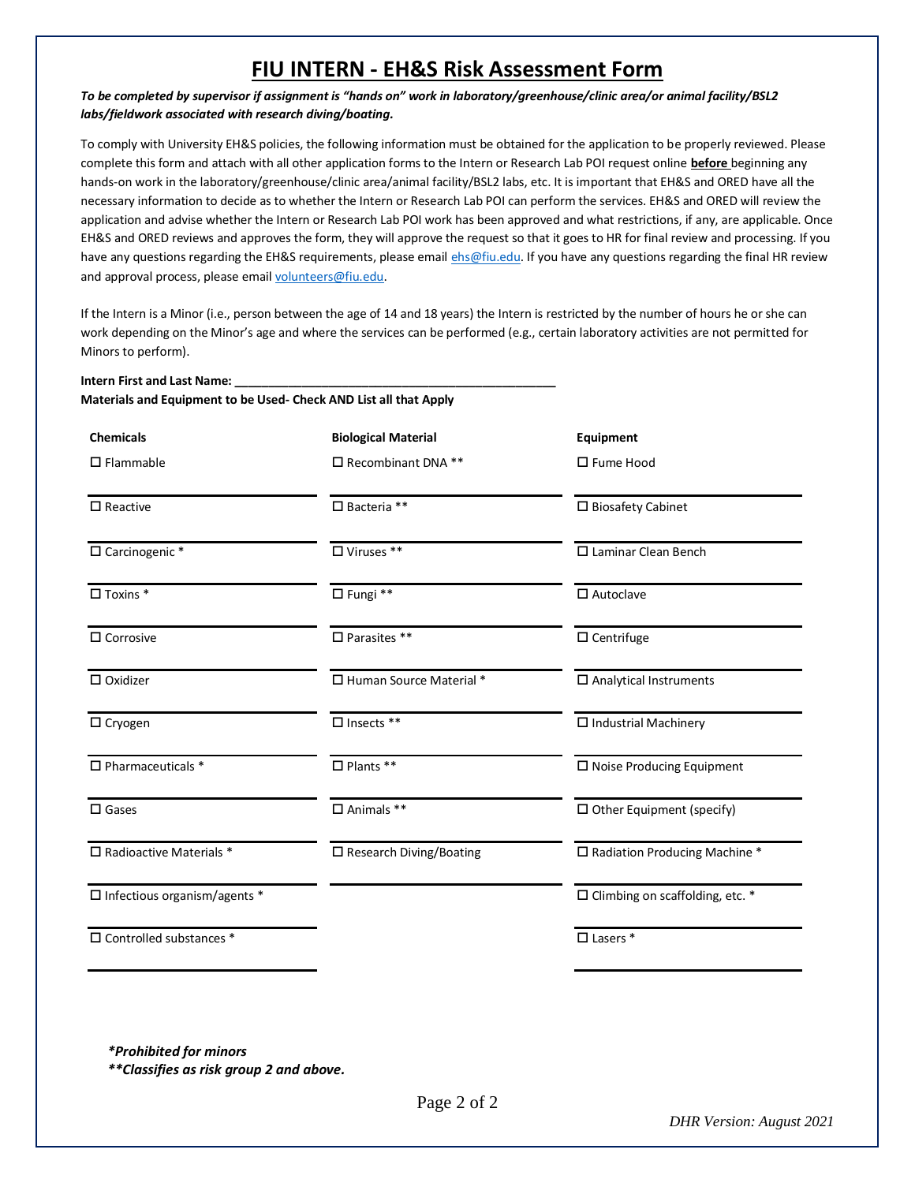# FIU INTERN - EH&S Risk Assessment Form

***To be completed by supervisor if assignment is "hands on" work in laboratory/greenhouse/clinic area/or animal facility/BSL2 labs/fieldwork associated with research diving/boating.***

To comply with University EH&S policies, the following information must be obtained for the application to be properly reviewed. Please complete this form and attach with all other application forms to the Intern or Research Lab POI request online **before** beginning any hands-on work in the laboratory/greenhouse/clinic area/animal facility/BSL2 labs, etc. It is important that EH&S and ORED have all the necessary information to decide as to whether the Intern or Research Lab POI can perform the services. EH&S and ORED will review the application and advise whether the Intern or Research Lab POI work has been approved and what restrictions, if any, are applicable. Once EH&S and ORED reviews and approves the form, they will approve the request so that it goes to HR for final review and processing. If you have any questions regarding the EH&S requirements, please email ehs@fiu.edu. If you have any questions regarding the final HR review and approval process, please email volunteers@fiu.edu.

If the Intern is a Minor (i.e., person between the age of 14 and 18 years) the Intern is restricted by the number of hours he or she can work depending on the Minor's age and where the services can be performed (e.g., certain laboratory activities are not permitted for Minors to perform).

**Intern First and Last Name: ______________________________________________**

**Materials and Equipment to be Used- Check AND List all that Apply**

| Chemicals | Biological Material | Equipment |
|---|---|---|
| ☐ Flammable | ☐ Recombinant DNA ** | ☐ Fume Hood |
| ☐ Reactive | ☐ Bacteria ** | ☐ Biosafety Cabinet |
| ☐ Carcinogenic * | ☐ Viruses ** | ☐ Laminar Clean Bench |
| ☐ Toxins * | ☐ Fungi ** | ☐ Autoclave |
| ☐ Corrosive | ☐ Parasites ** | ☐ Centrifuge |
| ☐ Oxidizer | ☐ Human Source Material * | ☐ Analytical Instruments |
| ☐ Cryogen | ☐ Insects ** | ☐ Industrial Machinery |
| ☐ Pharmaceuticals * | ☐ Plants ** | ☐ Noise Producing Equipment |
| ☐ Gases | ☐ Animals ** | ☐ Other Equipment (specify) |
| ☐ Radioactive Materials * | ☐ Research Diving/Boating | ☐ Radiation Producing Machine * |
| ☐ Infectious organism/agents * | | ☐ Climbing on scaffolding, etc. * |
| ☐ Controlled substances * | | ☐ Lasers * |

***Prohibited for minors***

****Classifies as risk group 2 and above.***

DHR Version: August 2021